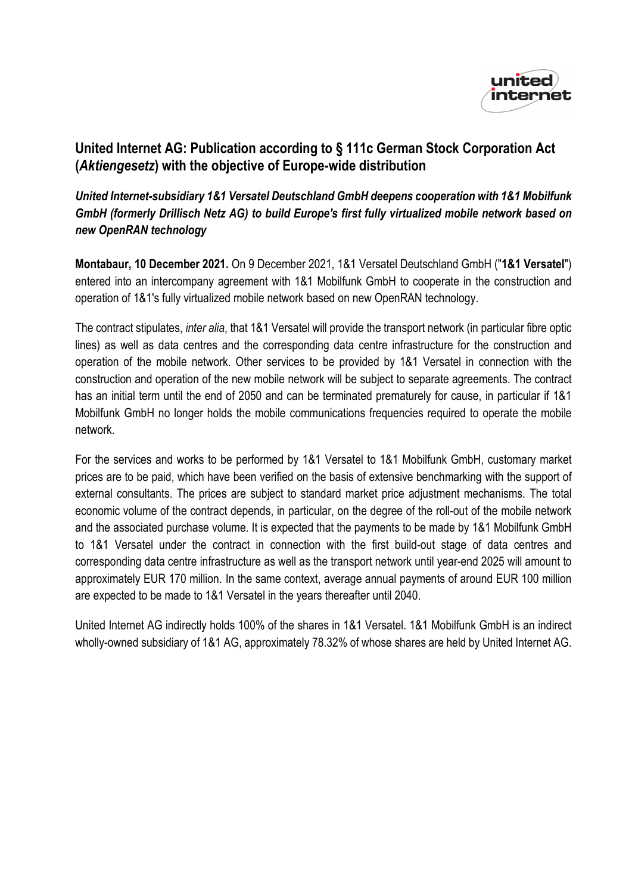## United Internet AG: Publication according to § 111c German Stock Corporation Act (*Aktiengesetz*) with the objective of Europe-wide distribution

***United Internet-subsidiary 1&1 Versatel Deutschland GmbH deepens cooperation with 1&1 Mobilfunk GmbH (formerly Drillisch Netz AG) to build Europe's first fully virtualized mobile network based on new OpenRAN technology***

**Montabaur, 10 December 2021.** On 9 December 2021, 1&1 Versatel Deutschland GmbH ("**1&1 Versatel**") entered into an intercompany agreement with 1&1 Mobilfunk GmbH to cooperate in the construction and operation of 1&1's fully virtualized mobile network based on new OpenRAN technology.

The contract stipulates, *inter alia*, that 1&1 Versatel will provide the transport network (in particular fibre optic lines) as well as data centres and the corresponding data centre infrastructure for the construction and operation of the mobile network. Other services to be provided by 1&1 Versatel in connection with the construction and operation of the new mobile network will be subject to separate agreements. The contract has an initial term until the end of 2050 and can be terminated prematurely for cause, in particular if 1&1 Mobilfunk GmbH no longer holds the mobile communications frequencies required to operate the mobile network.

For the services and works to be performed by 1&1 Versatel to 1&1 Mobilfunk GmbH, customary market prices are to be paid, which have been verified on the basis of extensive benchmarking with the support of external consultants. The prices are subject to standard market price adjustment mechanisms. The total economic volume of the contract depends, in particular, on the degree of the roll-out of the mobile network and the associated purchase volume. It is expected that the payments to be made by 1&1 Mobilfunk GmbH to 1&1 Versatel under the contract in connection with the first build-out stage of data centres and corresponding data centre infrastructure as well as the transport network until year-end 2025 will amount to approximately EUR 170 million. In the same context, average annual payments of around EUR 100 million are expected to be made to 1&1 Versatel in the years thereafter until 2040.

United Internet AG indirectly holds 100% of the shares in 1&1 Versatel. 1&1 Mobilfunk GmbH is an indirect wholly-owned subsidiary of 1&1 AG, approximately 78.32% of whose shares are held by United Internet AG.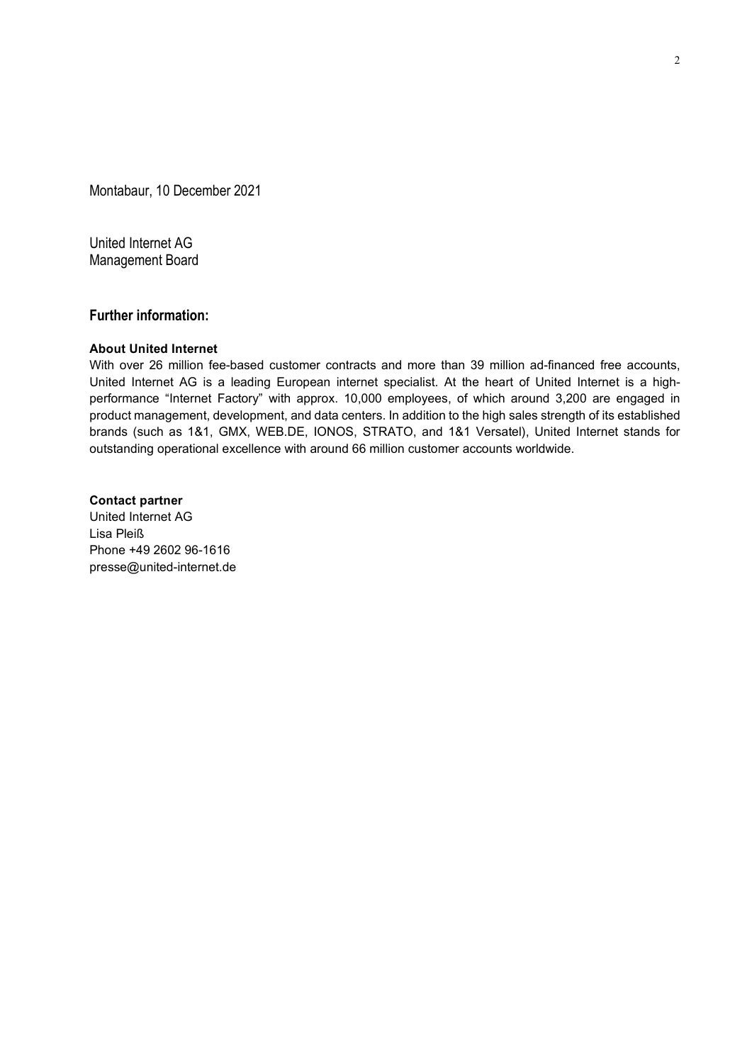Montabaur, 10 December 2021

United Internet AG
Management Board

## Further information:

**About United Internet**

With over 26 million fee-based customer contracts and more than 39 million ad-financed free accounts, United Internet AG is a leading European internet specialist. At the heart of United Internet is a high-performance "Internet Factory" with approx. 10,000 employees, of which around 3,200 are engaged in product management, development, and data centers. In addition to the high sales strength of its established brands (such as 1&1, GMX, WEB.DE, IONOS, STRATO, and 1&1 Versatel), United Internet stands for outstanding operational excellence with around 66 million customer accounts worldwide.

**Contact partner**

United Internet AG
Lisa Pleiß
Phone +49 2602 96-1616
presse@united-internet.de